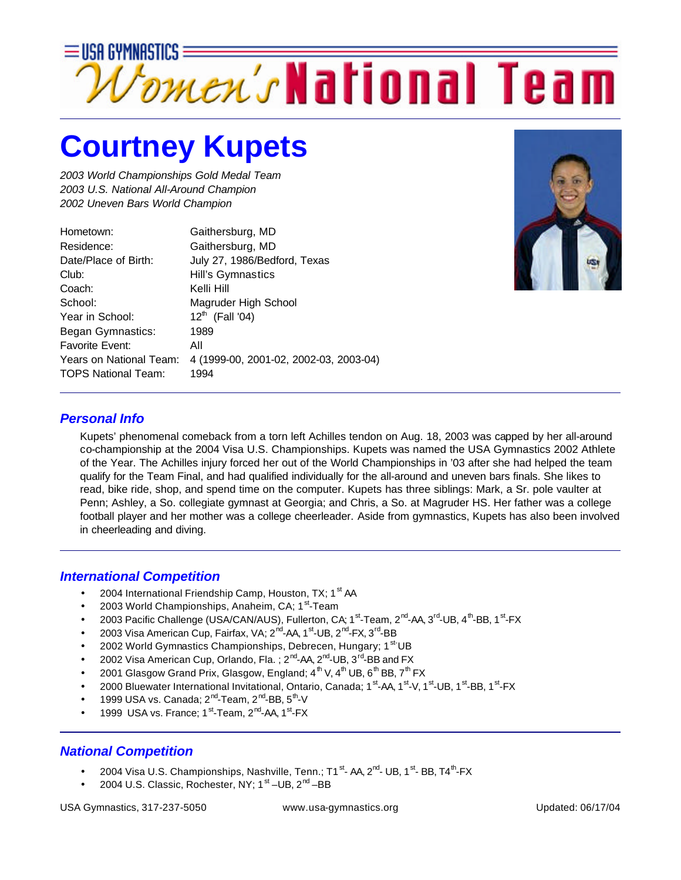# USA GYMNASTICS Women's National Team

# Courtney Kupets

*2003 World Championships Gold Medal Team*
*2003 U.S. National All-Around Champion*
*2002 Uneven Bars World Champion*

| | |
|---|---|
| Hometown: | Gaithersburg, MD |
| Residence: | Gaithersburg, MD |
| Date/Place of Birth: | July 27, 1986/Bedford, Texas |
| Club: | Hill's Gymnastics |
| Coach: | Kelli Hill |
| School: | Magruder High School |
| Year in School: | 12th (Fall '04) |
| Began Gymnastics: | 1989 |
| Favorite Event: | All |
| Years on National Team: | 4 (1999-00, 2001-02, 2002-03, 2003-04) |
| TOPS National Team: | 1994 |

## *Personal Info*

Kupets' phenomenal comeback from a torn left Achilles tendon on Aug. 18, 2003 was capped by her all-around co-championship at the 2004 Visa U.S. Championships. Kupets was named the USA Gymnastics 2002 Athlete of the Year. The Achilles injury forced her out of the World Championships in '03 after she had helped the team qualify for the Team Final, and had qualified individually for the all-around and uneven bars finals. She likes to read, bike ride, shop, and spend time on the computer. Kupets has three siblings: Mark, a Sr. pole vaulter at Penn; Ashley, a So. collegiate gymnast at Georgia; and Chris, a So. at Magruder HS. Her father was a college football player and her mother was a college cheerleader. Aside from gymnastics, Kupets has also been involved in cheerleading and diving.

## *International Competition*

- 2004 International Friendship Camp, Houston, TX; 1st AA
- 2003 World Championships, Anaheim, CA; 1st-Team
- 2003 Pacific Challenge (USA/CAN/AUS), Fullerton, CA; 1st-Team, 2nd-AA, 3rd-UB, 4th-BB, 1st-FX
- 2003 Visa American Cup, Fairfax, VA; 2nd-AA, 1st-UB, 2nd-FX, 3rd-BB
- 2002 World Gymnastics Championships, Debrecen, Hungary; 1st UB
- 2002 Visa American Cup, Orlando, Fla. ; 2nd-AA, 2nd-UB, 3rd-BB and FX
- 2001 Glasgow Grand Prix, Glasgow, England; 4th V, 4th UB, 6th BB, 7th FX
- 2000 Bluewater International Invitational, Ontario, Canada; 1st-AA, 1st-V, 1st-UB, 1st-BB, 1st-FX
- 1999 USA vs. Canada; 2nd-Team, 2nd-BB, 5th-V
- 1999 USA vs. France; 1st-Team, 2nd-AA, 1st-FX

## *National Competition*

- 2004 Visa U.S. Championships, Nashville, Tenn.; T1st- AA, 2nd- UB, 1st- BB, T4th-FX
- 2004 U.S. Classic, Rochester, NY; 1st –UB, 2nd –BB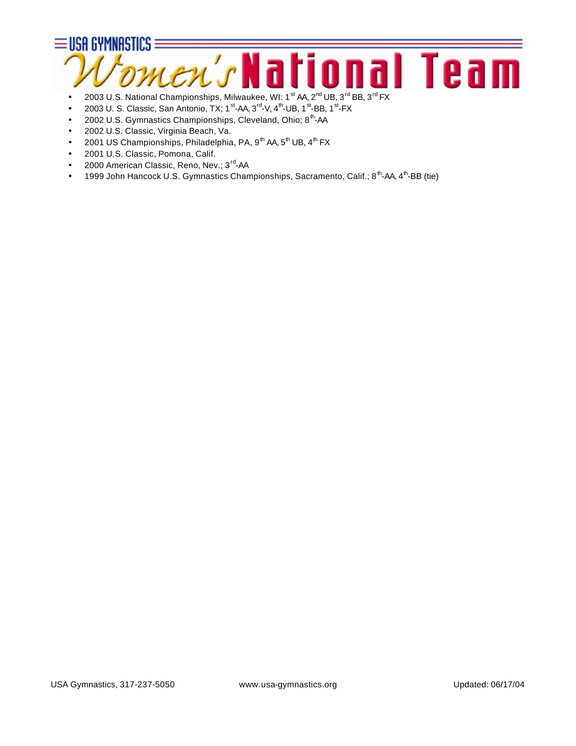- 2003 U.S. National Championships, Milwaukee, WI: 1st AA, 2nd UB, 3rd BB, 3rd FX
- 2003 U. S. Classic, San Antonio, TX; 1st-AA, 3rd-V, 4th-UB, 1st-BB, 1st-FX
- 2002 U.S. Gymnastics Championships, Cleveland, Ohio; 8th-AA
- 2002 U.S. Classic, Virginia Beach, Va.
- 2001 US Championships, Philadelphia, PA, 9th AA, 5th UB, 4th FX
- 2001 U.S. Classic, Pomona, Calif.
- 2000 American Classic, Reno, Nev.; 3rd-AA
- 1999 John Hancock U.S. Gymnastics Championships, Sacramento, Calif.; 8th-AA, 4th-BB (tie)